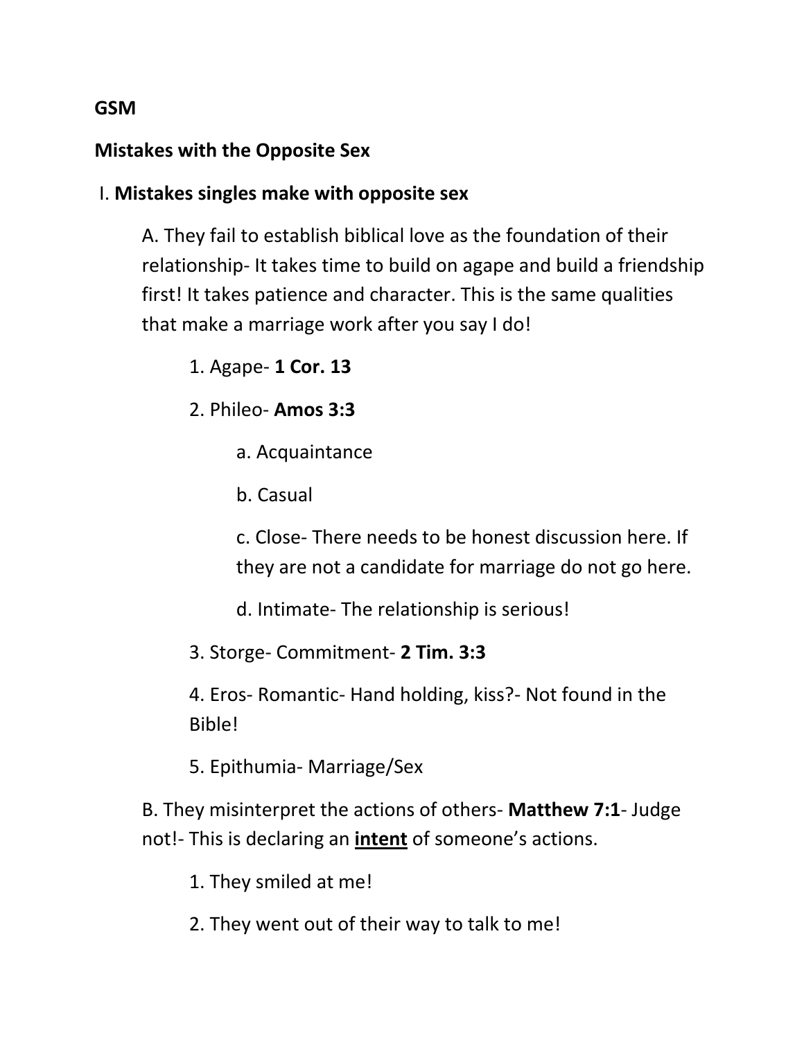**GSM**

**Mistakes with the Opposite Sex**

I. **Mistakes singles make with opposite sex**

A. They fail to establish biblical love as the foundation of their relationship- It takes time to build on agape and build a friendship first! It takes patience and character. This is the same qualities that make a marriage work after you say I do!

1. Agape- **1 Cor. 13**

2. Phileo- **Amos 3:3**

a. Acquaintance

b. Casual

c. Close- There needs to be honest discussion here. If they are not a candidate for marriage do not go here.

d. Intimate- The relationship is serious!

3. Storge- Commitment- **2 Tim. 3:3**

4. Eros- Romantic- Hand holding, kiss?- Not found in the Bible!

5. Epithumia- Marriage/Sex

B. They misinterpret the actions of others- **Matthew 7:1**- Judge not!- This is declaring an <u>**intent**</u> of someone's actions.

1. They smiled at me!

2. They went out of their way to talk to me!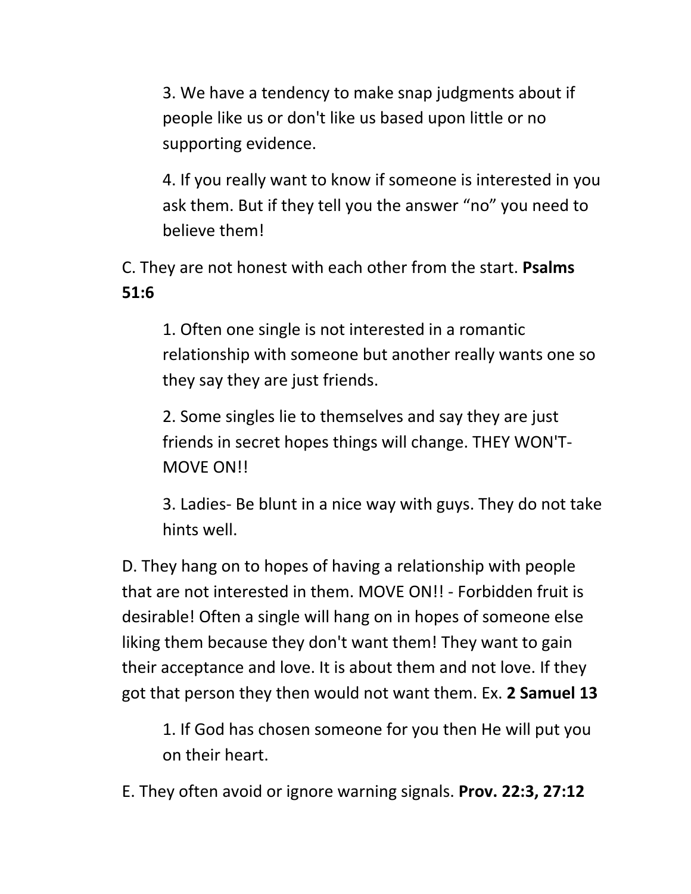3. We have a tendency to make snap judgments about if people like us or don't like us based upon little or no supporting evidence.

4. If you really want to know if someone is interested in you ask them. But if they tell you the answer “no” you need to believe them!

C. They are not honest with each other from the start. **Psalms 51:6**

1. Often one single is not interested in a romantic relationship with someone but another really wants one so they say they are just friends.

2. Some singles lie to themselves and say they are just friends in secret hopes things will change. THEY WON'T- MOVE ON!!

3. Ladies- Be blunt in a nice way with guys. They do not take hints well.

D. They hang on to hopes of having a relationship with people that are not interested in them. MOVE ON!! - Forbidden fruit is desirable! Often a single will hang on in hopes of someone else liking them because they don't want them! They want to gain their acceptance and love. It is about them and not love. If they got that person they then would not want them. Ex. **2 Samuel 13**

1. If God has chosen someone for you then He will put you on their heart.

E. They often avoid or ignore warning signals. **Prov. 22:3, 27:12**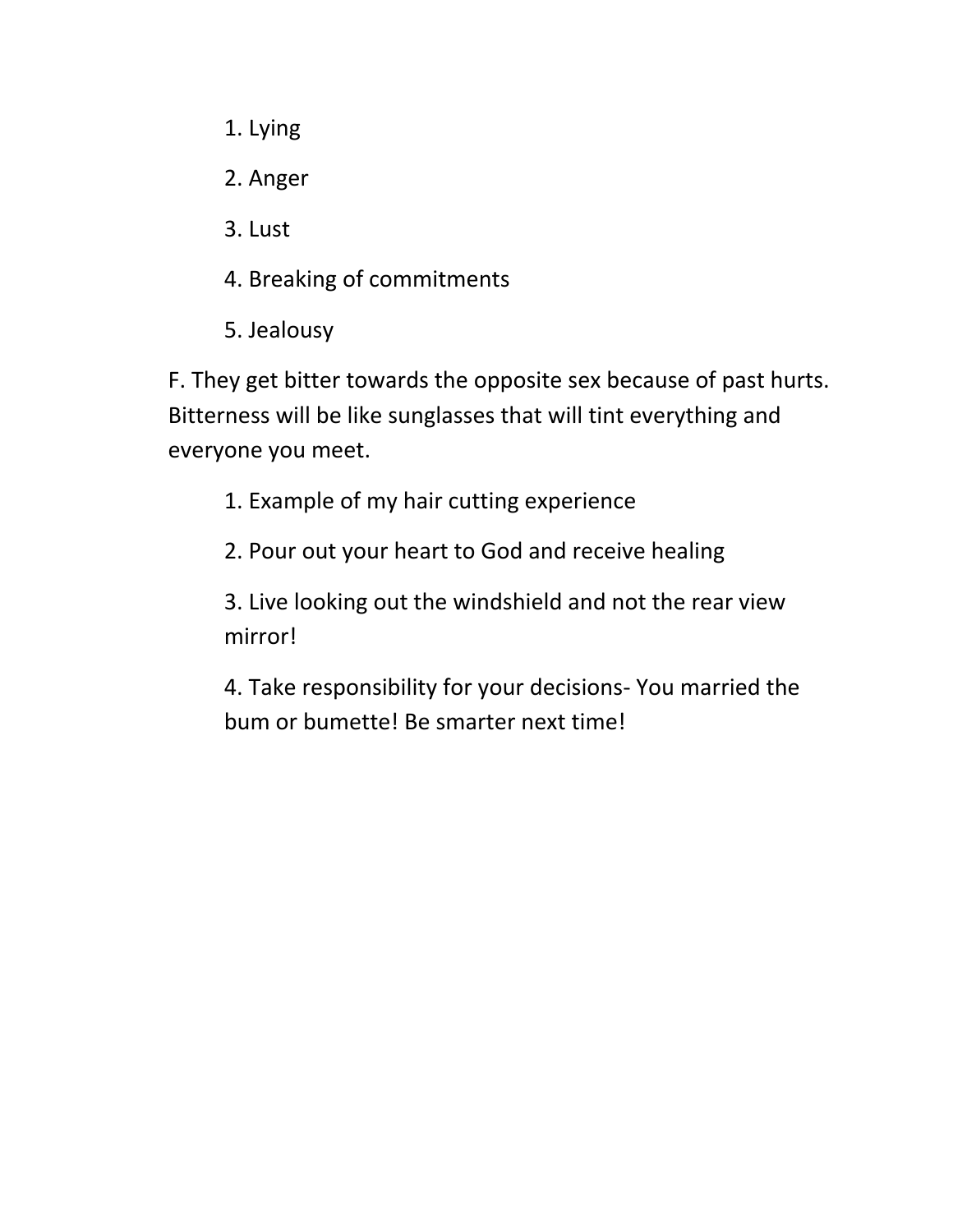1. Lying
2. Anger
3. Lust
4. Breaking of commitments
5. Jealousy

F. They get bitter towards the opposite sex because of past hurts. Bitterness will be like sunglasses that will tint everything and everyone you meet.

1. Example of my hair cutting experience
2. Pour out your heart to God and receive healing
3. Live looking out the windshield and not the rear view mirror!
4. Take responsibility for your decisions- You married the bum or bumette! Be smarter next time!